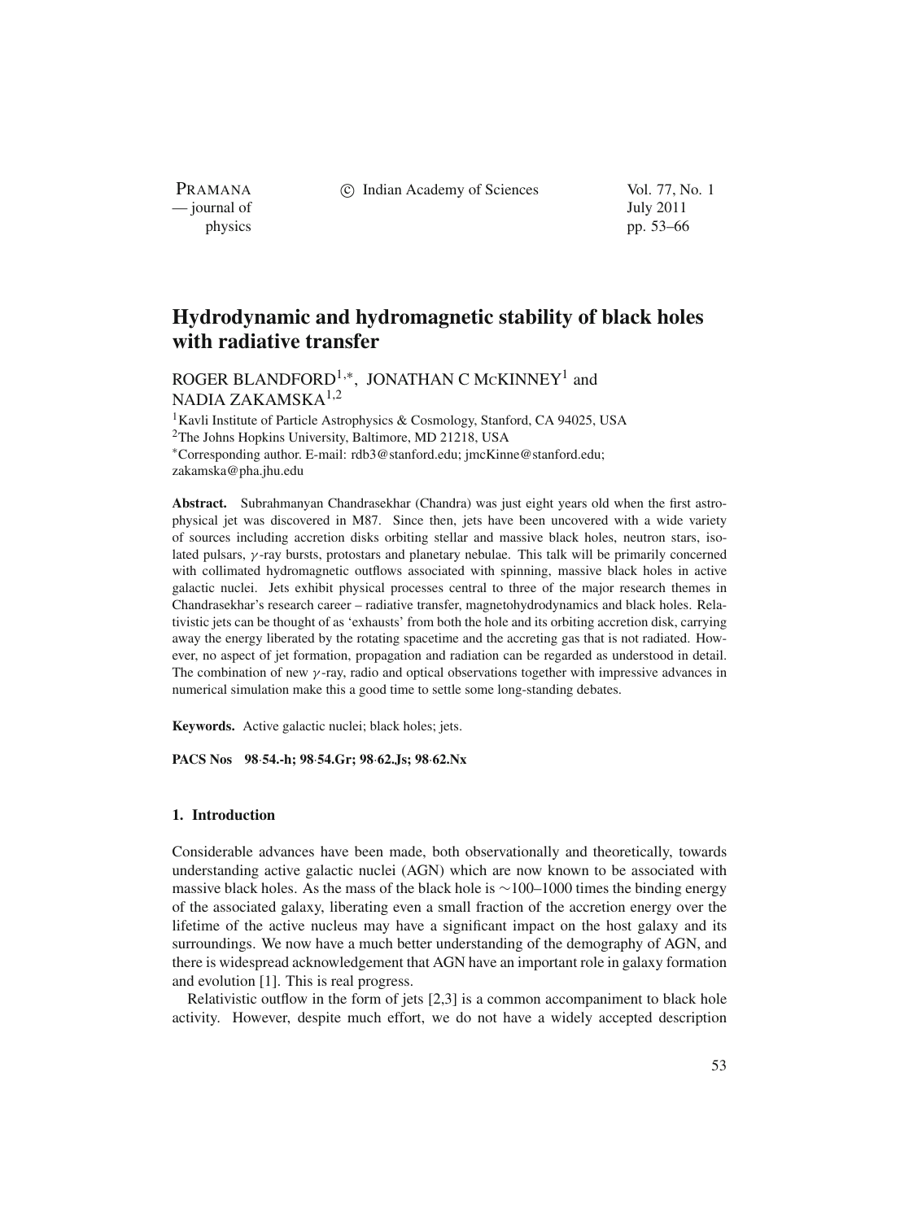# Hydrodynamic and hydromagnetic stability of black holes with radiative transfer

ROGER BLANDFORD[1,*], JONATHAN C McKINNEY[1] and NADIA ZAKAMSKA[1,2]

[1]Kavli Institute of Particle Astrophysics & Cosmology, Stanford, CA 94025, USA
[2]The Johns Hopkins University, Baltimore, MD 21218, USA
[*]Corresponding author. E-mail: rdb3@stanford.edu; jmcKinne@stanford.edu; zakamska@pha.jhu.edu

**Abstract.** Subrahmanyan Chandrasekhar (Chandra) was just eight years old when the first astrophysical jet was discovered in M87. Since then, jets have been uncovered with a wide variety of sources including accretion disks orbiting stellar and massive black holes, neutron stars, isolated pulsars, $\gamma$-ray bursts, protostars and planetary nebulae. This talk will be primarily concerned with collimated hydromagnetic outflows associated with spinning, massive black holes in active galactic nuclei. Jets exhibit physical processes central to three of the major research themes in Chandrasekhar's research career – radiative transfer, magnetohydrodynamics and black holes. Relativistic jets can be thought of as 'exhausts' from both the hole and its orbiting accretion disk, carrying away the energy liberated by the rotating spacetime and the accreting gas that is not radiated. However, no aspect of jet formation, propagation and radiation can be regarded as understood in detail. The combination of new $\gamma$-ray, radio and optical observations together with impressive advances in numerical simulation make this a good time to settle some long-standing debates.

**Keywords.** Active galactic nuclei; black holes; jets.

**PACS Nos** **98.54.-h; 98.54.Gr; 98.62.Js; 98.62.Nx**

## 1. Introduction

Considerable advances have been made, both observationally and theoretically, towards understanding active galactic nuclei (AGN) which are now known to be associated with massive black holes. As the mass of the black hole is $\sim$100–1000 times the binding energy of the associated galaxy, liberating even a small fraction of the accretion energy over the lifetime of the active nucleus may have a significant impact on the host galaxy and its surroundings. We now have a much better understanding of the demography of AGN, and there is widespread acknowledgement that AGN have an important role in galaxy formation and evolution [1]. This is real progress.

Relativistic outflow in the form of jets [2,3] is a common accompaniment to black hole activity. However, despite much effort, we do not have a widely accepted description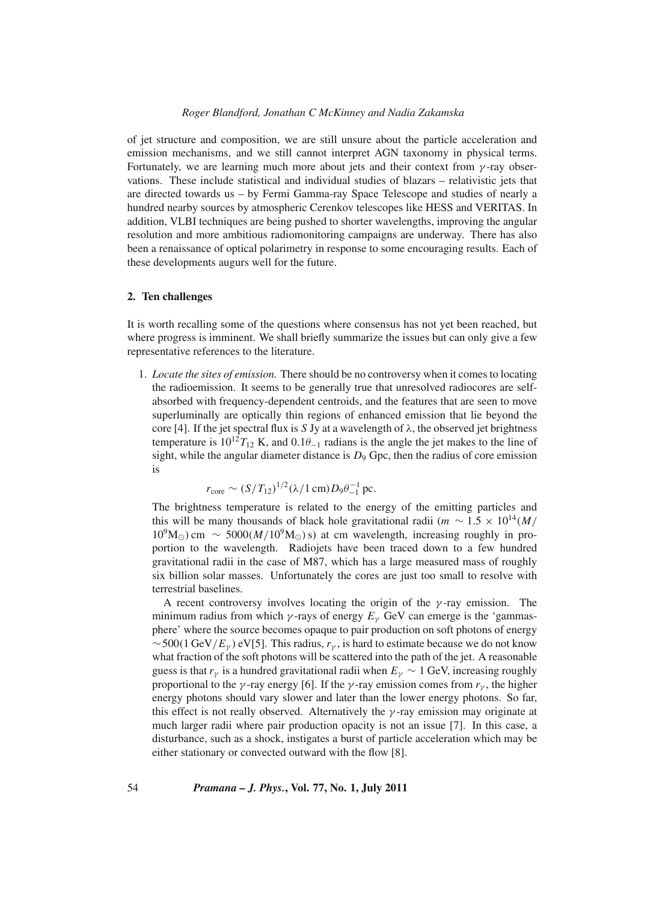of jet structure and composition, we are still unsure about the particle acceleration and emission mechanisms, and we still cannot interpret AGN taxonomy in physical terms. Fortunately, we are learning much more about jets and their context from $\gamma$-ray observations. These include statistical and individual studies of blazars – relativistic jets that are directed towards us – by Fermi Gamma-ray Space Telescope and studies of nearly a hundred nearby sources by atmospheric Cerenkov telescopes like HESS and VERITAS. In addition, VLBI techniques are being pushed to shorter wavelengths, improving the angular resolution and more ambitious radiomonitoring campaigns are underway. There has also been a renaissance of optical polarimetry in response to some encouraging results. Each of these developments augurs well for the future.

## 2. Ten challenges

It is worth recalling some of the questions where consensus has not yet been reached, but where progress is imminent. We shall briefly summarize the issues but can only give a few representative references to the literature.

1. *Locate the sites of emission.* There should be no controversy when it comes to locating the radioemission. It seems to be generally true that unresolved radiocores are self-absorbed with frequency-dependent centroids, and the features that are seen to move superluminally are optically thin regions of enhanced emission that lie beyond the core [4]. If the jet spectral flux is $S$ Jy at a wavelength of $\lambda$, the observed jet brightness temperature is $10^{12}T_{12}$ K, and $0.1\theta_{-1}$ radians is the angle the jet makes to the line of sight, while the angular diameter distance is $D_9$ Gpc, then the radius of core emission is

$$r_{\rm core} \sim (S/T_{12})^{1/2}(\lambda/1\,{\rm cm})D_9\theta_{-1}^{-1}\,{\rm pc}.$$

The brightness temperature is related to the energy of the emitting particles and this will be many thousands of black hole gravitational radii ($m \sim 1.5 \times 10^{14}(M/10^9{\rm M}_\odot)$ cm $\sim 5000(M/10^9{\rm M}_\odot)$ s) at cm wavelength, increasing roughly in proportion to the wavelength. Radiojets have been traced down to a few hundred gravitational radii in the case of M87, which has a large measured mass of roughly six billion solar masses. Unfortunately the cores are just too small to resolve with terrestrial baselines.

A recent controversy involves locating the origin of the $\gamma$-ray emission. The minimum radius from which $\gamma$-rays of energy $E_\gamma$ GeV can emerge is the 'gammasphere' where the source becomes opaque to pair production on soft photons of energy $\sim 500(1\,{\rm GeV}/E_\gamma)$ eV[5]. This radius, $r_\gamma$, is hard to estimate because we do not know what fraction of the soft photons will be scattered into the path of the jet. A reasonable guess is that $r_\gamma$ is a hundred gravitational radii when $E_\gamma \sim 1$ GeV, increasing roughly proportional to the $\gamma$-ray energy [6]. If the $\gamma$-ray emission comes from $r_\gamma$, the higher energy photons should vary slower and later than the lower energy photons. So far, this effect is not really observed. Alternatively the $\gamma$-ray emission may originate at much larger radii where pair production opacity is not an issue [7]. In this case, a disturbance, such as a shock, instigates a burst of particle acceleration which may be either stationary or convected outward with the flow [8].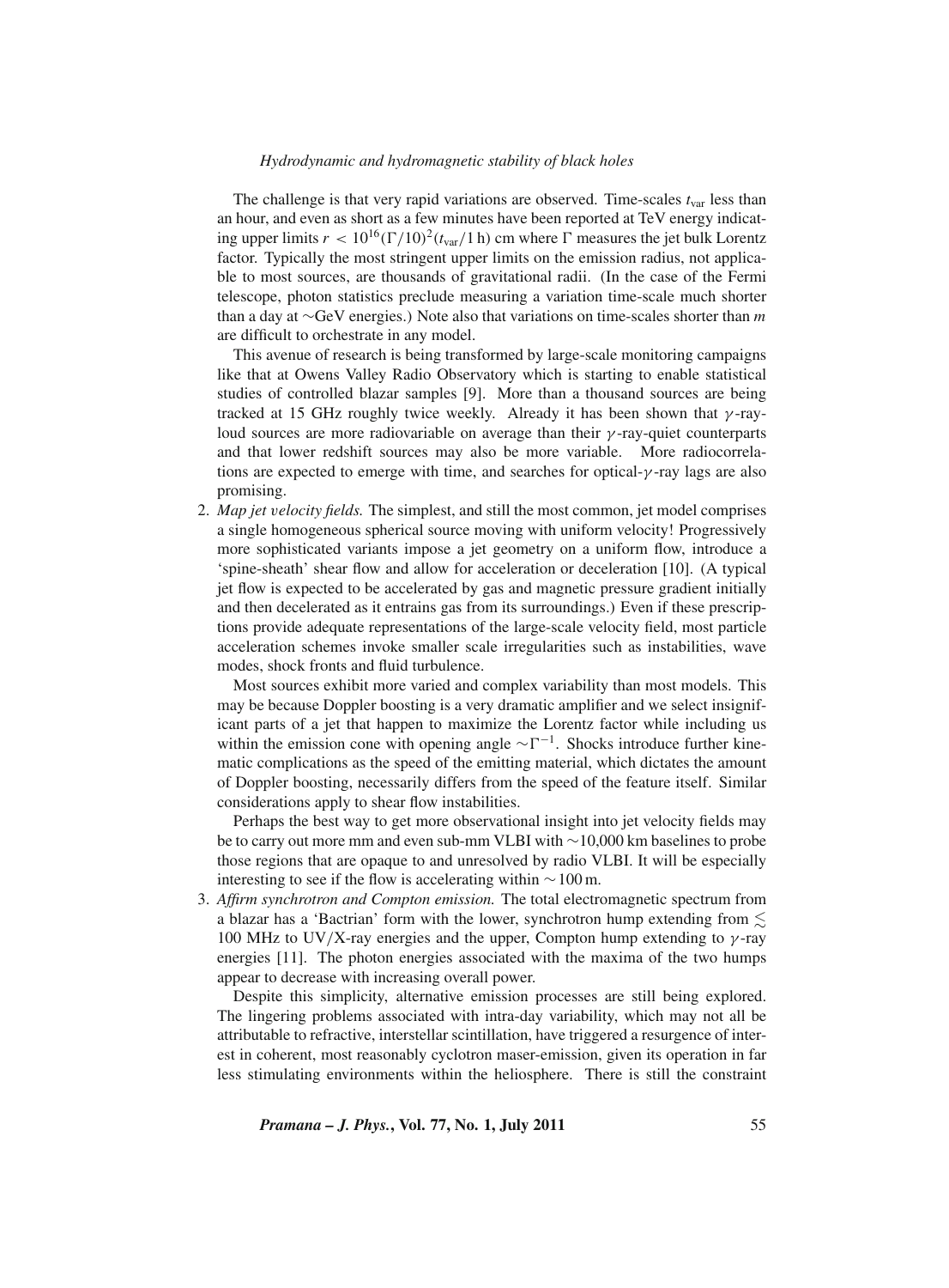The challenge is that very rapid variations are observed. Time-scales $t_{\rm var}$ less than an hour, and even as short as a few minutes have been reported at TeV energy indicating upper limits $r < 10^{16}(\Gamma/10)^2(t_{\rm var}/1\,{\rm h})$ cm where $\Gamma$ measures the jet bulk Lorentz factor. Typically the most stringent upper limits on the emission radius, not applicable to most sources, are thousands of gravitational radii. (In the case of the Fermi telescope, photon statistics preclude measuring a variation time-scale much shorter than a day at ∼GeV energies.) Note also that variations on time-scales shorter than $m$ are difficult to orchestrate in any model.

This avenue of research is being transformed by large-scale monitoring campaigns like that at Owens Valley Radio Observatory which is starting to enable statistical studies of controlled blazar samples [9]. More than a thousand sources are being tracked at 15 GHz roughly twice weekly. Already it has been shown that $\gamma$-ray-loud sources are more radiovariable on average than their $\gamma$-ray-quiet counterparts and that lower redshift sources may also be more variable. More radiocorrelations are expected to emerge with time, and searches for optical-$\gamma$-ray lags are also promising.

2. *Map jet velocity fields.* The simplest, and still the most common, jet model comprises a single homogeneous spherical source moving with uniform velocity! Progressively more sophisticated variants impose a jet geometry on a uniform flow, introduce a 'spine-sheath' shear flow and allow for acceleration or deceleration [10]. (A typical jet flow is expected to be accelerated by gas and magnetic pressure gradient initially and then decelerated as it entrains gas from its surroundings.) Even if these prescriptions provide adequate representations of the large-scale velocity field, most particle acceleration schemes invoke smaller scale irregularities such as instabilities, wave modes, shock fronts and fluid turbulence.

   Most sources exhibit more varied and complex variability than most models. This may be because Doppler boosting is a very dramatic amplifier and we select insignificant parts of a jet that happen to maximize the Lorentz factor while including us within the emission cone with opening angle $\sim\Gamma^{-1}$. Shocks introduce further kinematic complications as the speed of the emitting material, which dictates the amount of Doppler boosting, necessarily differs from the speed of the feature itself. Similar considerations apply to shear flow instabilities.

   Perhaps the best way to get more observational insight into jet velocity fields may be to carry out more mm and even sub-mm VLBI with ∼10,000 km baselines to probe those regions that are opaque to and unresolved by radio VLBI. It will be especially interesting to see if the flow is accelerating within ∼100 m.

3. *Affirm synchrotron and Compton emission.* The total electromagnetic spectrum from a blazar has a 'Bactrian' form with the lower, synchrotron hump extending from $\lesssim$ 100 MHz to UV/X-ray energies and the upper, Compton hump extending to $\gamma$-ray energies [11]. The photon energies associated with the maxima of the two humps appear to decrease with increasing overall power.

   Despite this simplicity, alternative emission processes are still being explored. The lingering problems associated with intra-day variability, which may not all be attributable to refractive, interstellar scintillation, have triggered a resurgence of interest in coherent, most reasonably cyclotron maser-emission, given its operation in far less stimulating environments within the heliosphere. There is still the constraint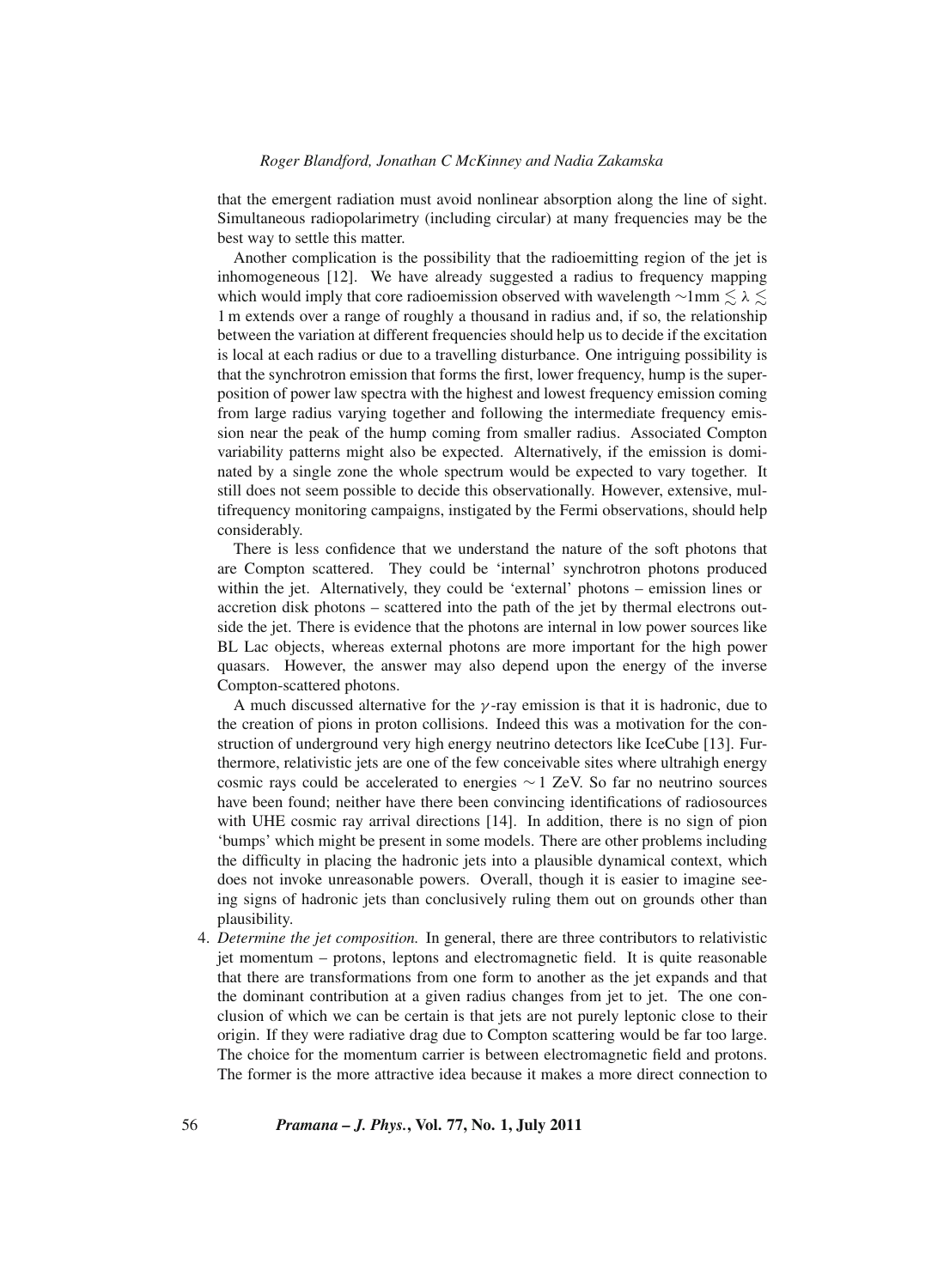that the emergent radiation must avoid nonlinear absorption along the line of sight. Simultaneous radiopolarimetry (including circular) at many frequencies may be the best way to settle this matter.

Another complication is the possibility that the radioemitting region of the jet is inhomogeneous [12]. We have already suggested a radius to frequency mapping which would imply that core radioemission observed with wavelength $\sim$1mm $\lesssim \lambda \lesssim$ 1 m extends over a range of roughly a thousand in radius and, if so, the relationship between the variation at different frequencies should help us to decide if the excitation is local at each radius or due to a travelling disturbance. One intriguing possibility is that the synchrotron emission that forms the first, lower frequency, hump is the superposition of power law spectra with the highest and lowest frequency emission coming from large radius varying together and following the intermediate frequency emission near the peak of the hump coming from smaller radius. Associated Compton variability patterns might also be expected. Alternatively, if the emission is dominated by a single zone the whole spectrum would be expected to vary together. It still does not seem possible to decide this observationally. However, extensive, multifrequency monitoring campaigns, instigated by the Fermi observations, should help considerably.

There is less confidence that we understand the nature of the soft photons that are Compton scattered. They could be 'internal' synchrotron photons produced within the jet. Alternatively, they could be 'external' photons – emission lines or accretion disk photons – scattered into the path of the jet by thermal electrons outside the jet. There is evidence that the photons are internal in low power sources like BL Lac objects, whereas external photons are more important for the high power quasars. However, the answer may also depend upon the energy of the inverse Compton-scattered photons.

A much discussed alternative for the $\gamma$-ray emission is that it is hadronic, due to the creation of pions in proton collisions. Indeed this was a motivation for the construction of underground very high energy neutrino detectors like IceCube [13]. Furthermore, relativistic jets are one of the few conceivable sites where ultrahigh energy cosmic rays could be accelerated to energies $\sim 1$ ZeV. So far no neutrino sources have been found; neither have there been convincing identifications of radiosources with UHE cosmic ray arrival directions [14]. In addition, there is no sign of pion 'bumps' which might be present in some models. There are other problems including the difficulty in placing the hadronic jets into a plausible dynamical context, which does not invoke unreasonable powers. Overall, though it is easier to imagine seeing signs of hadronic jets than conclusively ruling them out on grounds other than plausibility.

4. *Determine the jet composition.* In general, there are three contributors to relativistic jet momentum – protons, leptons and electromagnetic field. It is quite reasonable that there are transformations from one form to another as the jet expands and that the dominant contribution at a given radius changes from jet to jet. The one conclusion of which we can be certain is that jets are not purely leptonic close to their origin. If they were radiative drag due to Compton scattering would be far too large. The choice for the momentum carrier is between electromagnetic field and protons. The former is the more attractive idea because it makes a more direct connection to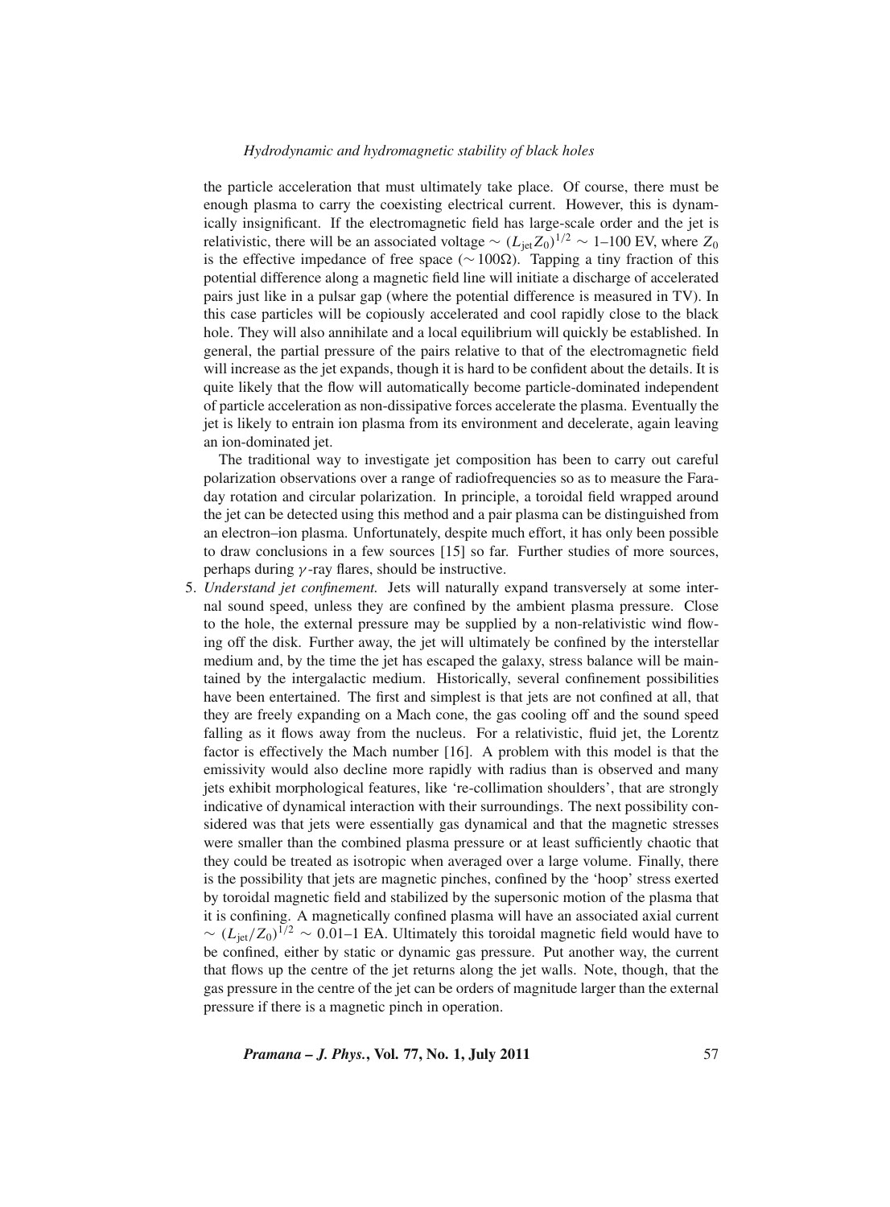the particle acceleration that must ultimately take place. Of course, there must be enough plasma to carry the coexisting electrical current. However, this is dynamically insignificant. If the electromagnetic field has large-scale order and the jet is relativistic, there will be an associated voltage $\sim (L_{\rm jet} Z_0)^{1/2} \sim 1$–100 EV, where $Z_0$ is the effective impedance of free space ($\sim 100\Omega$). Tapping a tiny fraction of this potential difference along a magnetic field line will initiate a discharge of accelerated pairs just like in a pulsar gap (where the potential difference is measured in TV). In this case particles will be copiously accelerated and cool rapidly close to the black hole. They will also annihilate and a local equilibrium will quickly be established. In general, the partial pressure of the pairs relative to that of the electromagnetic field will increase as the jet expands, though it is hard to be confident about the details. It is quite likely that the flow will automatically become particle-dominated independent of particle acceleration as non-dissipative forces accelerate the plasma. Eventually the jet is likely to entrain ion plasma from its environment and decelerate, again leaving an ion-dominated jet.

The traditional way to investigate jet composition has been to carry out careful polarization observations over a range of radiofrequencies so as to measure the Faraday rotation and circular polarization. In principle, a toroidal field wrapped around the jet can be detected using this method and a pair plasma can be distinguished from an electron–ion plasma. Unfortunately, despite much effort, it has only been possible to draw conclusions in a few sources [15] so far. Further studies of more sources, perhaps during $\gamma$-ray flares, should be instructive.

5. *Understand jet confinement.* Jets will naturally expand transversely at some internal sound speed, unless they are confined by the ambient plasma pressure. Close to the hole, the external pressure may be supplied by a non-relativistic wind flowing off the disk. Further away, the jet will ultimately be confined by the interstellar medium and, by the time the jet has escaped the galaxy, stress balance will be maintained by the intergalactic medium. Historically, several confinement possibilities have been entertained. The first and simplest is that jets are not confined at all, that they are freely expanding on a Mach cone, the gas cooling off and the sound speed falling as it flows away from the nucleus. For a relativistic, fluid jet, the Lorentz factor is effectively the Mach number [16]. A problem with this model is that the emissivity would also decline more rapidly with radius than is observed and many jets exhibit morphological features, like 're-collimation shoulders', that are strongly indicative of dynamical interaction with their surroundings. The next possibility considered was that jets were essentially gas dynamical and that the magnetic stresses were smaller than the combined plasma pressure or at least sufficiently chaotic that they could be treated as isotropic when averaged over a large volume. Finally, there is the possibility that jets are magnetic pinches, confined by the 'hoop' stress exerted by toroidal magnetic field and stabilized by the supersonic motion of the plasma that it is confining. A magnetically confined plasma will have an associated axial current $\sim (L_{\rm jet}/Z_0)^{1/2} \sim 0.01$–1 EA. Ultimately this toroidal magnetic field would have to be confined, either by static or dynamic gas pressure. Put another way, the current that flows up the centre of the jet returns along the jet walls. Note, though, that the gas pressure in the centre of the jet can be orders of magnitude larger than the external pressure if there is a magnetic pinch in operation.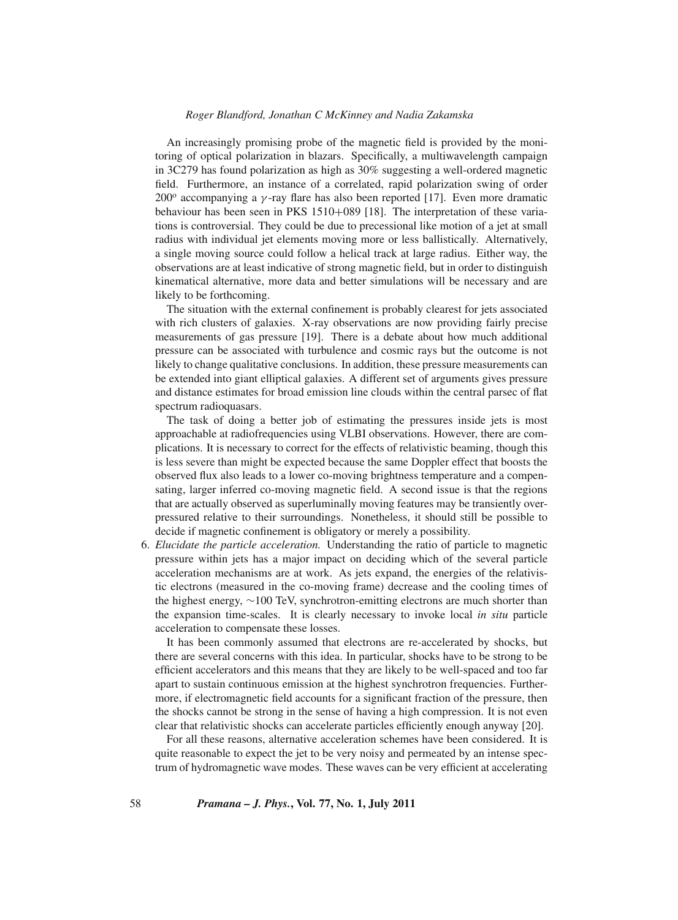An increasingly promising probe of the magnetic field is provided by the monitoring of optical polarization in blazars. Specifically, a multiwavelength campaign in 3C279 has found polarization as high as 30% suggesting a well-ordered magnetic field. Furthermore, an instance of a correlated, rapid polarization swing of order $200^{o}$ accompanying a $\gamma$-ray flare has also been reported [17]. Even more dramatic behaviour has been seen in PKS 1510+089 [18]. The interpretation of these variations is controversial. They could be due to precessional like motion of a jet at small radius with individual jet elements moving more or less ballistically. Alternatively, a single moving source could follow a helical track at large radius. Either way, the observations are at least indicative of strong magnetic field, but in order to distinguish kinematical alternative, more data and better simulations will be necessary and are likely to be forthcoming.

The situation with the external confinement is probably clearest for jets associated with rich clusters of galaxies. X-ray observations are now providing fairly precise measurements of gas pressure [19]. There is a debate about how much additional pressure can be associated with turbulence and cosmic rays but the outcome is not likely to change qualitative conclusions. In addition, these pressure measurements can be extended into giant elliptical galaxies. A different set of arguments gives pressure and distance estimates for broad emission line clouds within the central parsec of flat spectrum radioquasars.

The task of doing a better job of estimating the pressures inside jets is most approachable at radiofrequencies using VLBI observations. However, there are complications. It is necessary to correct for the effects of relativistic beaming, though this is less severe than might be expected because the same Doppler effect that boosts the observed flux also leads to a lower co-moving brightness temperature and a compensating, larger inferred co-moving magnetic field. A second issue is that the regions that are actually observed as superluminally moving features may be transiently overpressured relative to their surroundings. Nonetheless, it should still be possible to decide if magnetic confinement is obligatory or merely a possibility.

6. *Elucidate the particle acceleration.* Understanding the ratio of particle to magnetic pressure within jets has a major impact on deciding which of the several particle acceleration mechanisms are at work. As jets expand, the energies of the relativistic electrons (measured in the co-moving frame) decrease and the cooling times of the highest energy, $\sim$100 TeV, synchrotron-emitting electrons are much shorter than the expansion time-scales. It is clearly necessary to invoke local *in situ* particle acceleration to compensate these losses.

   It has been commonly assumed that electrons are re-accelerated by shocks, but there are several concerns with this idea. In particular, shocks have to be strong to be efficient accelerators and this means that they are likely to be well-spaced and too far apart to sustain continuous emission at the highest synchrotron frequencies. Furthermore, if electromagnetic field accounts for a significant fraction of the pressure, then the shocks cannot be strong in the sense of having a high compression. It is not even clear that relativistic shocks can accelerate particles efficiently enough anyway [20].

   For all these reasons, alternative acceleration schemes have been considered. It is quite reasonable to expect the jet to be very noisy and permeated by an intense spectrum of hydromagnetic wave modes. These waves can be very efficient at accelerating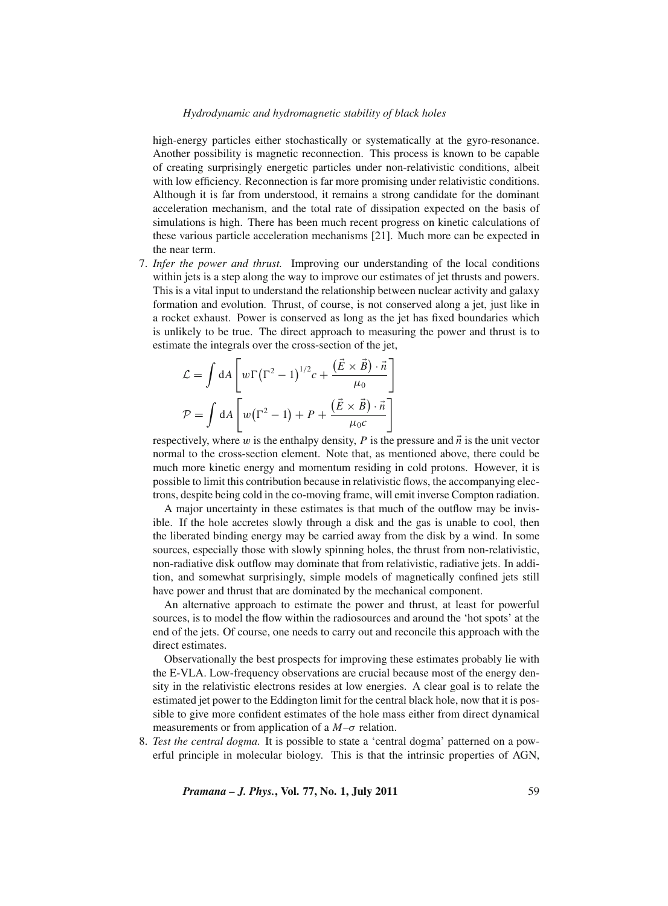high-energy particles either stochastically or systematically at the gyro-resonance. Another possibility is magnetic reconnection. This process is known to be capable of creating surprisingly energetic particles under non-relativistic conditions, albeit with low efficiency. Reconnection is far more promising under relativistic conditions. Although it is far from understood, it remains a strong candidate for the dominant acceleration mechanism, and the total rate of dissipation expected on the basis of simulations is high. There has been much recent progress on kinetic calculations of these various particle acceleration mechanisms [21]. Much more can be expected in the near term.

7. *Infer the power and thrust.* Improving our understanding of the local conditions within jets is a step along the way to improve our estimates of jet thrusts and powers. This is a vital input to understand the relationship between nuclear activity and galaxy formation and evolution. Thrust, of course, is not conserved along a jet, just like in a rocket exhaust. Power is conserved as long as the jet has fixed boundaries which is unlikely to be true. The direct approach to measuring the power and thrust is to estimate the integrals over the cross-section of the jet,

$$\mathcal{L} = \int \mathrm{d}A \left[ w\Gamma\left(\Gamma^2 - 1\right)^{1/2} c + \frac{\left(\vec{E} \times \vec{B}\right) \cdot \vec{n}}{\mu_0} \right]$$

$$\mathcal{P} = \int \mathrm{d}A \left[ w\left(\Gamma^2 - 1\right) + P + \frac{\left(\vec{E} \times \vec{B}\right) \cdot \vec{n}}{\mu_0 c} \right]$$

respectively, where $w$ is the enthalpy density, $P$ is the pressure and $\vec{n}$ is the unit vector normal to the cross-section element. Note that, as mentioned above, there could be much more kinetic energy and momentum residing in cold protons. However, it is possible to limit this contribution because in relativistic flows, the accompanying electrons, despite being cold in the co-moving frame, will emit inverse Compton radiation.

A major uncertainty in these estimates is that much of the outflow may be invisible. If the hole accretes slowly through a disk and the gas is unable to cool, then the liberated binding energy may be carried away from the disk by a wind. In some sources, especially those with slowly spinning holes, the thrust from non-relativistic, non-radiative disk outflow may dominate that from relativistic, radiative jets. In addition, and somewhat surprisingly, simple models of magnetically confined jets still have power and thrust that are dominated by the mechanical component.

An alternative approach to estimate the power and thrust, at least for powerful sources, is to model the flow within the radiosources and around the 'hot spots' at the end of the jets. Of course, one needs to carry out and reconcile this approach with the direct estimates.

Observationally the best prospects for improving these estimates probably lie with the E-VLA. Low-frequency observations are crucial because most of the energy density in the relativistic electrons resides at low energies. A clear goal is to relate the estimated jet power to the Eddington limit for the central black hole, now that it is possible to give more confident estimates of the hole mass either from direct dynamical measurements or from application of a $M$–$\sigma$ relation.

8. *Test the central dogma.* It is possible to state a 'central dogma' patterned on a powerful principle in molecular biology. This is that the intrinsic properties of AGN,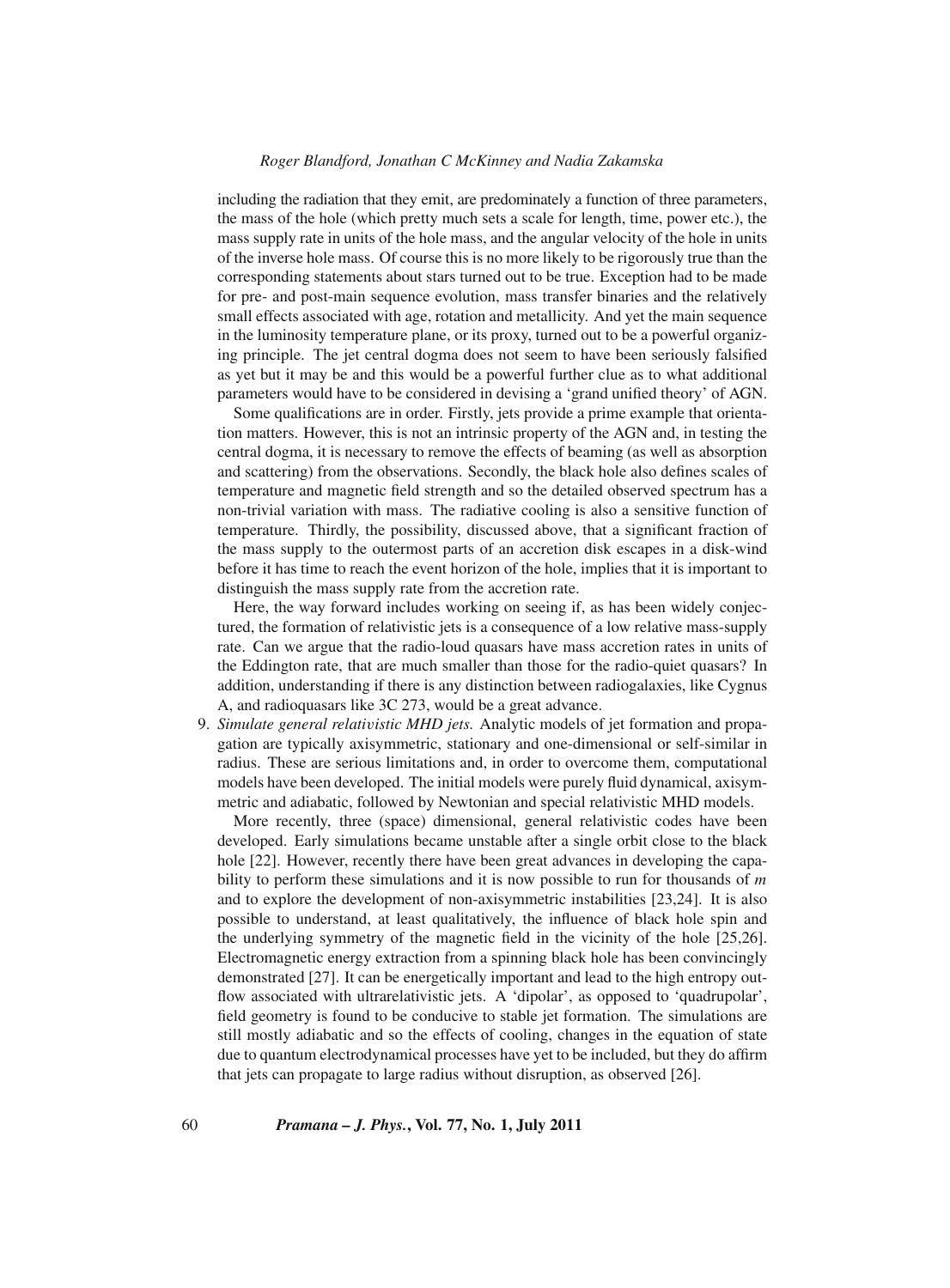including the radiation that they emit, are predominately a function of three parameters, the mass of the hole (which pretty much sets a scale for length, time, power etc.), the mass supply rate in units of the hole mass, and the angular velocity of the hole in units of the inverse hole mass. Of course this is no more likely to be rigorously true than the corresponding statements about stars turned out to be true. Exception had to be made for pre- and post-main sequence evolution, mass transfer binaries and the relatively small effects associated with age, rotation and metallicity. And yet the main sequence in the luminosity temperature plane, or its proxy, turned out to be a powerful organizing principle. The jet central dogma does not seem to have been seriously falsified as yet but it may be and this would be a powerful further clue as to what additional parameters would have to be considered in devising a 'grand unified theory' of AGN.

Some qualifications are in order. Firstly, jets provide a prime example that orientation matters. However, this is not an intrinsic property of the AGN and, in testing the central dogma, it is necessary to remove the effects of beaming (as well as absorption and scattering) from the observations. Secondly, the black hole also defines scales of temperature and magnetic field strength and so the detailed observed spectrum has a non-trivial variation with mass. The radiative cooling is also a sensitive function of temperature. Thirdly, the possibility, discussed above, that a significant fraction of the mass supply to the outermost parts of an accretion disk escapes in a disk-wind before it has time to reach the event horizon of the hole, implies that it is important to distinguish the mass supply rate from the accretion rate.

Here, the way forward includes working on seeing if, as has been widely conjectured, the formation of relativistic jets is a consequence of a low relative mass-supply rate. Can we argue that the radio-loud quasars have mass accretion rates in units of the Eddington rate, that are much smaller than those for the radio-quiet quasars? In addition, understanding if there is any distinction between radiogalaxies, like Cygnus A, and radioquasars like 3C 273, would be a great advance.

9. *Simulate general relativistic MHD jets.* Analytic models of jet formation and propagation are typically axisymmetric, stationary and one-dimensional or self-similar in radius. These are serious limitations and, in order to overcome them, computational models have been developed. The initial models were purely fluid dynamical, axisymmetric and adiabatic, followed by Newtonian and special relativistic MHD models.

   More recently, three (space) dimensional, general relativistic codes have been developed. Early simulations became unstable after a single orbit close to the black hole [22]. However, recently there have been great advances in developing the capability to perform these simulations and it is now possible to run for thousands of $m$ and to explore the development of non-axisymmetric instabilities [23,24]. It is also possible to understand, at least qualitatively, the influence of black hole spin and the underlying symmetry of the magnetic field in the vicinity of the hole [25,26]. Electromagnetic energy extraction from a spinning black hole has been convincingly demonstrated [27]. It can be energetically important and lead to the high entropy outflow associated with ultrarelativistic jets. A 'dipolar', as opposed to 'quadrupolar', field geometry is found to be conducive to stable jet formation. The simulations are still mostly adiabatic and so the effects of cooling, changes in the equation of state due to quantum electrodynamical processes have yet to be included, but they do affirm that jets can propagate to large radius without disruption, as observed [26].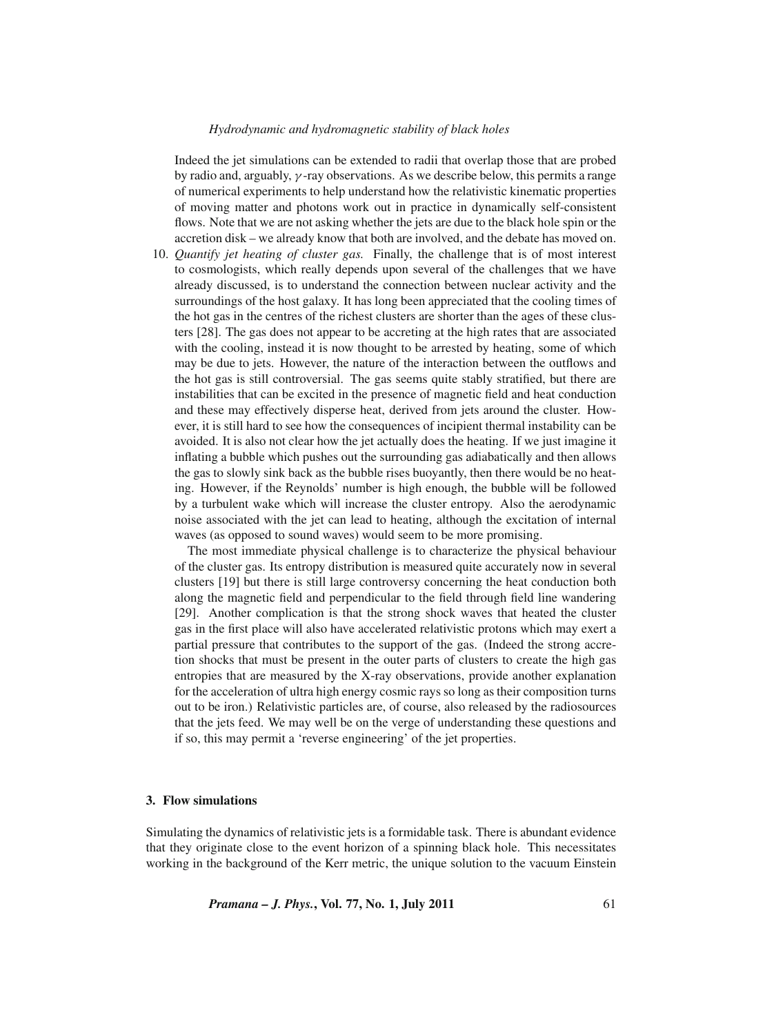Indeed the jet simulations can be extended to radii that overlap those that are probed by radio and, arguably, $\gamma$-ray observations. As we describe below, this permits a range of numerical experiments to help understand how the relativistic kinematic properties of moving matter and photons work out in practice in dynamically self-consistent flows. Note that we are not asking whether the jets are due to the black hole spin or the accretion disk – we already know that both are involved, and the debate has moved on.

10. *Quantify jet heating of cluster gas.* Finally, the challenge that is of most interest to cosmologists, which really depends upon several of the challenges that we have already discussed, is to understand the connection between nuclear activity and the surroundings of the host galaxy. It has long been appreciated that the cooling times of the hot gas in the centres of the richest clusters are shorter than the ages of these clusters [28]. The gas does not appear to be accreting at the high rates that are associated with the cooling, instead it is now thought to be arrested by heating, some of which may be due to jets. However, the nature of the interaction between the outflows and the hot gas is still controversial. The gas seems quite stably stratified, but there are instabilities that can be excited in the presence of magnetic field and heat conduction and these may effectively disperse heat, derived from jets around the cluster. However, it is still hard to see how the consequences of incipient thermal instability can be avoided. It is also not clear how the jet actually does the heating. If we just imagine it inflating a bubble which pushes out the surrounding gas adiabatically and then allows the gas to slowly sink back as the bubble rises buoyantly, then there would be no heating. However, if the Reynolds' number is high enough, the bubble will be followed by a turbulent wake which will increase the cluster entropy. Also the aerodynamic noise associated with the jet can lead to heating, although the excitation of internal waves (as opposed to sound waves) would seem to be more promising.

    The most immediate physical challenge is to characterize the physical behaviour of the cluster gas. Its entropy distribution is measured quite accurately now in several clusters [19] but there is still large controversy concerning the heat conduction both along the magnetic field and perpendicular to the field through field line wandering [29]. Another complication is that the strong shock waves that heated the cluster gas in the first place will also have accelerated relativistic protons which may exert a partial pressure that contributes to the support of the gas. (Indeed the strong accretion shocks that must be present in the outer parts of clusters to create the high gas entropies that are measured by the X-ray observations, provide another explanation for the acceleration of ultra high energy cosmic rays so long as their composition turns out to be iron.) Relativistic particles are, of course, also released by the radiosources that the jets feed. We may well be on the verge of understanding these questions and if so, this may permit a 'reverse engineering' of the jet properties.

## 3. Flow simulations

Simulating the dynamics of relativistic jets is a formidable task. There is abundant evidence that they originate close to the event horizon of a spinning black hole. This necessitates working in the background of the Kerr metric, the unique solution to the vacuum Einstein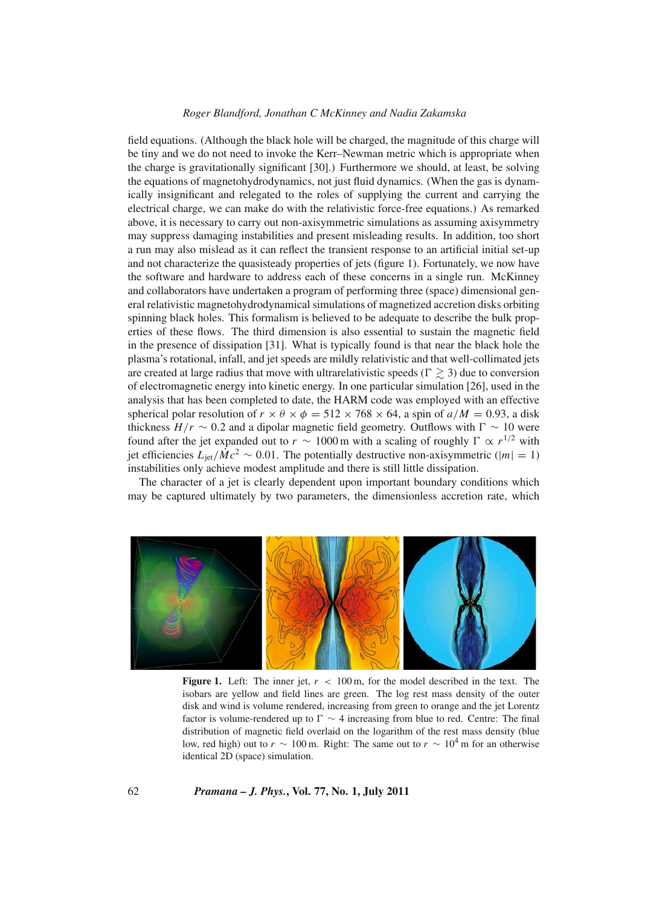field equations. (Although the black hole will be charged, the magnitude of this charge will be tiny and we do not need to invoke the Kerr–Newman metric which is appropriate when the charge is gravitationally significant [30].) Furthermore we should, at least, be solving the equations of magnetohydrodynamics, not just fluid dynamics. (When the gas is dynamically insignificant and relegated to the roles of supplying the current and carrying the electrical charge, we can make do with the relativistic force-free equations.) As remarked above, it is necessary to carry out non-axisymmetric simulations as assuming axisymmetry may suppress damaging instabilities and present misleading results. In addition, too short a run may also mislead as it can reflect the transient response to an artificial initial set-up and not characterize the quasisteady properties of jets (figure 1). Fortunately, we now have the software and hardware to address each of these concerns in a single run. McKinney and collaborators have undertaken a program of performing three (space) dimensional general relativistic magnetohydrodynamical simulations of magnetized accretion disks orbiting spinning black holes. This formalism is believed to be adequate to describe the bulk properties of these flows. The third dimension is also essential to sustain the magnetic field in the presence of dissipation [31]. What is typically found is that near the black hole the plasma's rotational, infall, and jet speeds are mildly relativistic and that well-collimated jets are created at large radius that move with ultrarelativistic speeds ($\Gamma \gtrsim 3$) due to conversion of electromagnetic energy into kinetic energy. In one particular simulation [26], used in the analysis that has been completed to date, the HARM code was employed with an effective spherical polar resolution of $r \times \theta \times \phi = 512 \times 768 \times 64$, a spin of $a/M = 0.93$, a disk thickness $H/r \sim 0.2$ and a dipolar magnetic field geometry. Outflows with $\Gamma \sim 10$ were found after the jet expanded out to $r \sim 1000\,\mathrm{m}$ with a scaling of roughly $\Gamma \propto r^{1/2}$ with jet efficiencies $L_{\mathrm{jet}}/\dot{M}c^2 \sim 0.01$. The potentially destructive non-axisymmetric ($|m| = 1$) instabilities only achieve modest amplitude and there is still little dissipation.

The character of a jet is clearly dependent upon important boundary conditions which may be captured ultimately by two parameters, the dimensionless accretion rate, which

**Figure 1.** Left: The inner jet, $r < 100\,\mathrm{m}$, for the model described in the text. The isobars are yellow and field lines are green. The log rest mass density of the outer disk and wind is volume rendered, increasing from green to orange and the jet Lorentz factor is volume-rendered up to $\Gamma \sim 4$ increasing from blue to red. Centre: The final distribution of magnetic field overlaid on the logarithm of the rest mass density (blue low, red high) out to $r \sim 100\,\mathrm{m}$. Right: The same out to $r \sim 10^4\,\mathrm{m}$ for an otherwise identical 2D (space) simulation.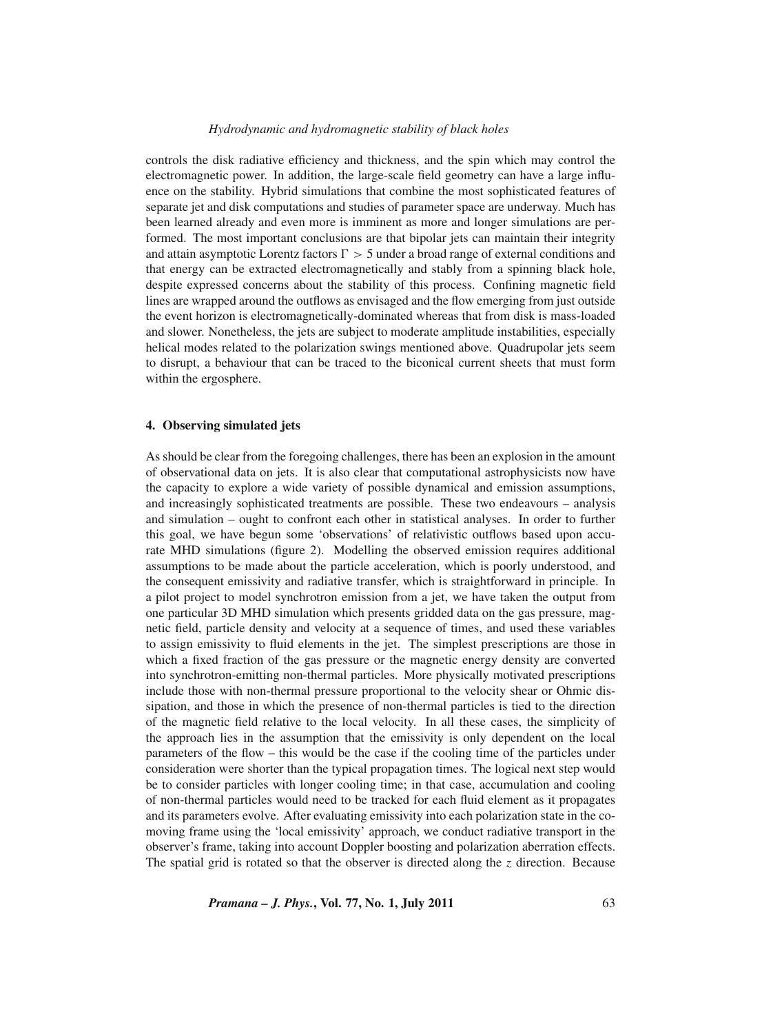controls the disk radiative efficiency and thickness, and the spin which may control the electromagnetic power. In addition, the large-scale field geometry can have a large influence on the stability. Hybrid simulations that combine the most sophisticated features of separate jet and disk computations and studies of parameter space are underway. Much has been learned already and even more is imminent as more and longer simulations are performed. The most important conclusions are that bipolar jets can maintain their integrity and attain asymptotic Lorentz factors $\Gamma > 5$ under a broad range of external conditions and that energy can be extracted electromagnetically and stably from a spinning black hole, despite expressed concerns about the stability of this process. Confining magnetic field lines are wrapped around the outflows as envisaged and the flow emerging from just outside the event horizon is electromagnetically-dominated whereas that from disk is mass-loaded and slower. Nonetheless, the jets are subject to moderate amplitude instabilities, especially helical modes related to the polarization swings mentioned above. Quadrupolar jets seem to disrupt, a behaviour that can be traced to the biconical current sheets that must form within the ergosphere.

## 4. Observing simulated jets

As should be clear from the foregoing challenges, there has been an explosion in the amount of observational data on jets. It is also clear that computational astrophysicists now have the capacity to explore a wide variety of possible dynamical and emission assumptions, and increasingly sophisticated treatments are possible. These two endeavours – analysis and simulation – ought to confront each other in statistical analyses. In order to further this goal, we have begun some 'observations' of relativistic outflows based upon accurate MHD simulations (figure 2). Modelling the observed emission requires additional assumptions to be made about the particle acceleration, which is poorly understood, and the consequent emissivity and radiative transfer, which is straightforward in principle. In a pilot project to model synchrotron emission from a jet, we have taken the output from one particular 3D MHD simulation which presents gridded data on the gas pressure, magnetic field, particle density and velocity at a sequence of times, and used these variables to assign emissivity to fluid elements in the jet. The simplest prescriptions are those in which a fixed fraction of the gas pressure or the magnetic energy density are converted into synchrotron-emitting non-thermal particles. More physically motivated prescriptions include those with non-thermal pressure proportional to the velocity shear or Ohmic dissipation, and those in which the presence of non-thermal particles is tied to the direction of the magnetic field relative to the local velocity. In all these cases, the simplicity of the approach lies in the assumption that the emissivity is only dependent on the local parameters of the flow – this would be the case if the cooling time of the particles under consideration were shorter than the typical propagation times. The logical next step would be to consider particles with longer cooling time; in that case, accumulation and cooling of non-thermal particles would need to be tracked for each fluid element as it propagates and its parameters evolve. After evaluating emissivity into each polarization state in the comoving frame using the 'local emissivity' approach, we conduct radiative transport in the observer's frame, taking into account Doppler boosting and polarization aberration effects. The spatial grid is rotated so that the observer is directed along the $z$ direction. Because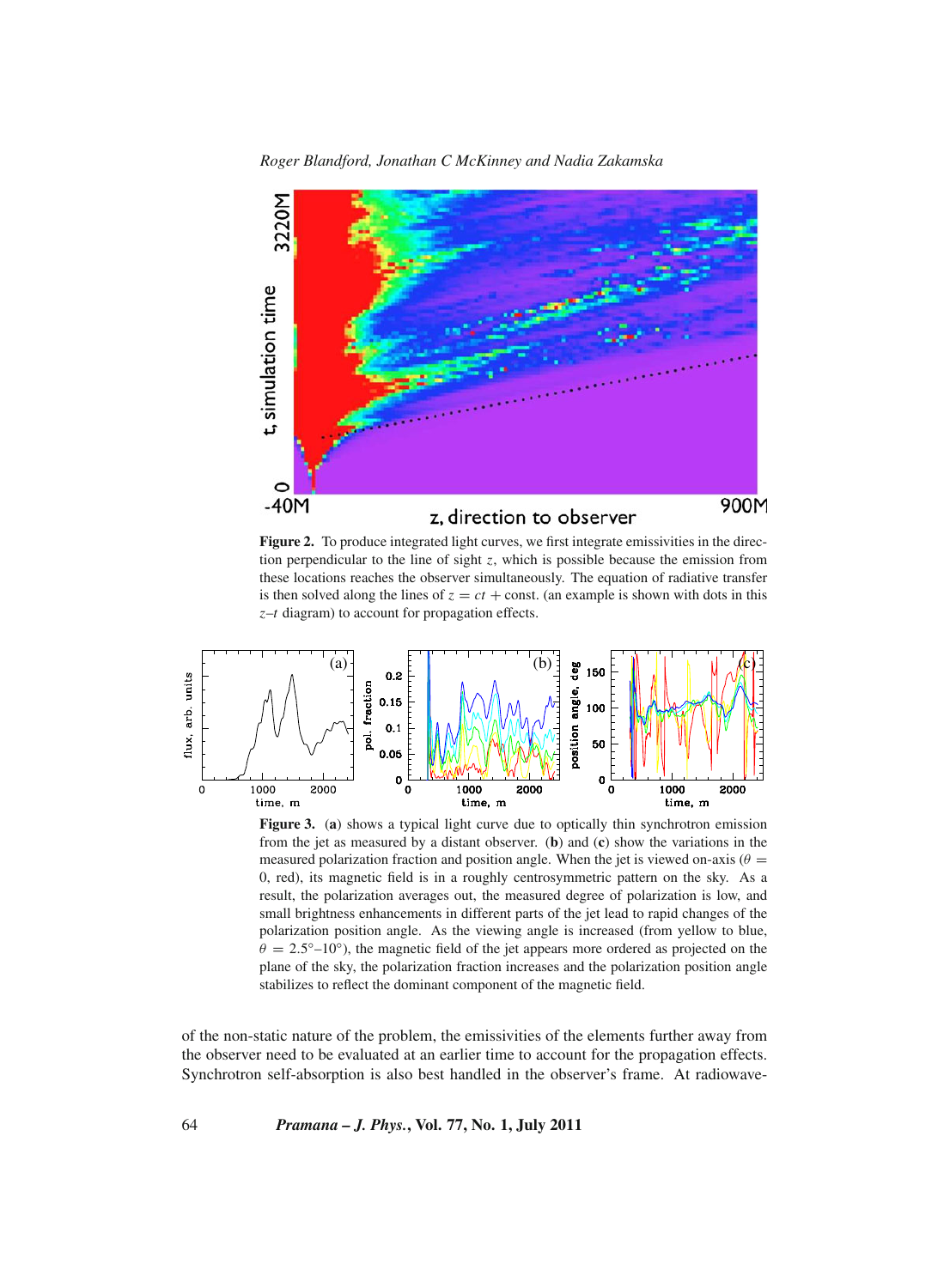**Figure 2.** To produce integrated light curves, we first integrate emissivities in the direction perpendicular to the line of sight $z$, which is possible because the emission from these locations reaches the observer simultaneously. The equation of radiative transfer is then solved along the lines of $z = ct + \text{const.}$ (an example is shown with dots in this $z$–$t$ diagram) to account for propagation effects.

**Figure 3.** (**a**) shows a typical light curve due to optically thin synchrotron emission from the jet as measured by a distant observer. (**b**) and (**c**) show the variations in the measured polarization fraction and position angle. When the jet is viewed on-axis ($\theta = 0$, red), its magnetic field is in a roughly centrosymmetric pattern on the sky. As a result, the polarization averages out, the measured degree of polarization is low, and small brightness enhancements in different parts of the jet lead to rapid changes of the polarization position angle. As the viewing angle is increased (from yellow to blue, $\theta = 2.5°$–$10°$), the magnetic field of the jet appears more ordered as projected on the plane of the sky, the polarization fraction increases and the polarization position angle stabilizes to reflect the dominant component of the magnetic field.

of the non-static nature of the problem, the emissivities of the elements further away from the observer need to be evaluated at an earlier time to account for the propagation effects. Synchrotron self-absorption is also best handled in the observer's frame. At radiowave-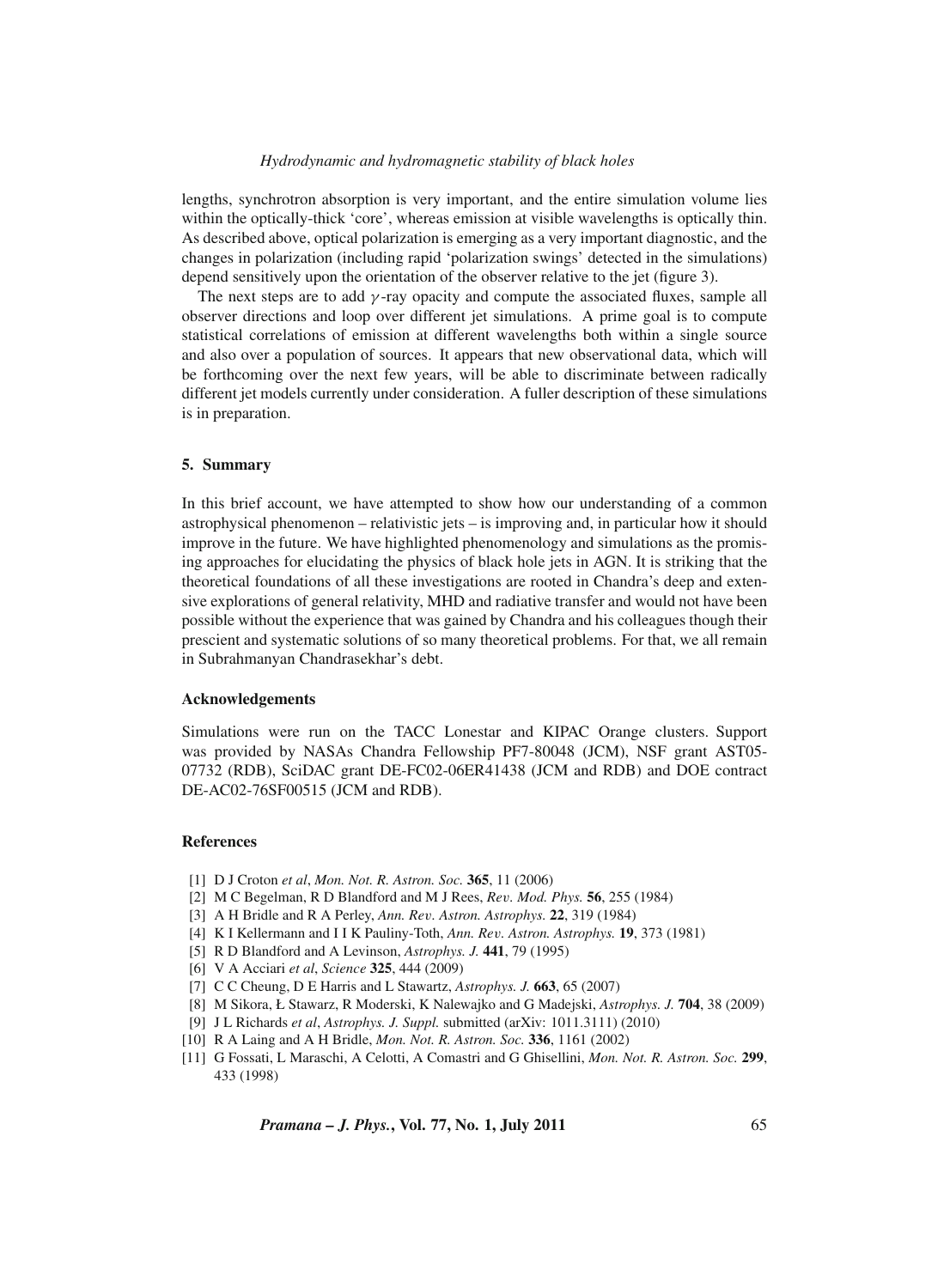lengths, synchrotron absorption is very important, and the entire simulation volume lies within the optically-thick 'core', whereas emission at visible wavelengths is optically thin. As described above, optical polarization is emerging as a very important diagnostic, and the changes in polarization (including rapid 'polarization swings' detected in the simulations) depend sensitively upon the orientation of the observer relative to the jet (figure 3).

The next steps are to add $\gamma$-ray opacity and compute the associated fluxes, sample all observer directions and loop over different jet simulations. A prime goal is to compute statistical correlations of emission at different wavelengths both within a single source and also over a population of sources. It appears that new observational data, which will be forthcoming over the next few years, will be able to discriminate between radically different jet models currently under consideration. A fuller description of these simulations is in preparation.

## 5. Summary

In this brief account, we have attempted to show how our understanding of a common astrophysical phenomenon – relativistic jets – is improving and, in particular how it should improve in the future. We have highlighted phenomenology and simulations as the promising approaches for elucidating the physics of black hole jets in AGN. It is striking that the theoretical foundations of all these investigations are rooted in Chandra's deep and extensive explorations of general relativity, MHD and radiative transfer and would not have been possible without the experience that was gained by Chandra and his colleagues though their prescient and systematic solutions of so many theoretical problems. For that, we all remain in Subrahmanyan Chandrasekhar's debt.

## Acknowledgements

Simulations were run on the TACC Lonestar and KIPAC Orange clusters. Support was provided by NASAs Chandra Fellowship PF7-80048 (JCM), NSF grant AST05-07732 (RDB), SciDAC grant DE-FC02-06ER41438 (JCM and RDB) and DOE contract DE-AC02-76SF00515 (JCM and RDB).

## References

[1] D J Croton *et al*, *Mon. Not. R. Astron. Soc.* **365**, 11 (2006)
[2] M C Begelman, R D Blandford and M J Rees, *Rev. Mod. Phys.* **56**, 255 (1984)
[3] A H Bridle and R A Perley, *Ann. Rev. Astron. Astrophys.* **22**, 319 (1984)
[4] K I Kellermann and I I K Pauliny-Toth, *Ann. Rev. Astron. Astrophys.* **19**, 373 (1981)
[5] R D Blandford and A Levinson, *Astrophys. J.* **441**, 79 (1995)
[6] V A Acciari *et al*, *Science* **325**, 444 (2009)
[7] C C Cheung, D E Harris and L Stawartz, *Astrophys. J.* **663**, 65 (2007)
[8] M Sikora, Ł Stawarz, R Moderski, K Nalewajko and G Madejski, *Astrophys. J.* **704**, 38 (2009)
[9] J L Richards *et al*, *Astrophys. J. Suppl.* submitted (arXiv: 1011.3111) (2010)
[10] R A Laing and A H Bridle, *Mon. Not. R. Astron. Soc.* **336**, 1161 (2002)
[11] G Fossati, L Maraschi, A Celotti, A Comastri and G Ghisellini, *Mon. Not. R. Astron. Soc.* **299**, 433 (1998)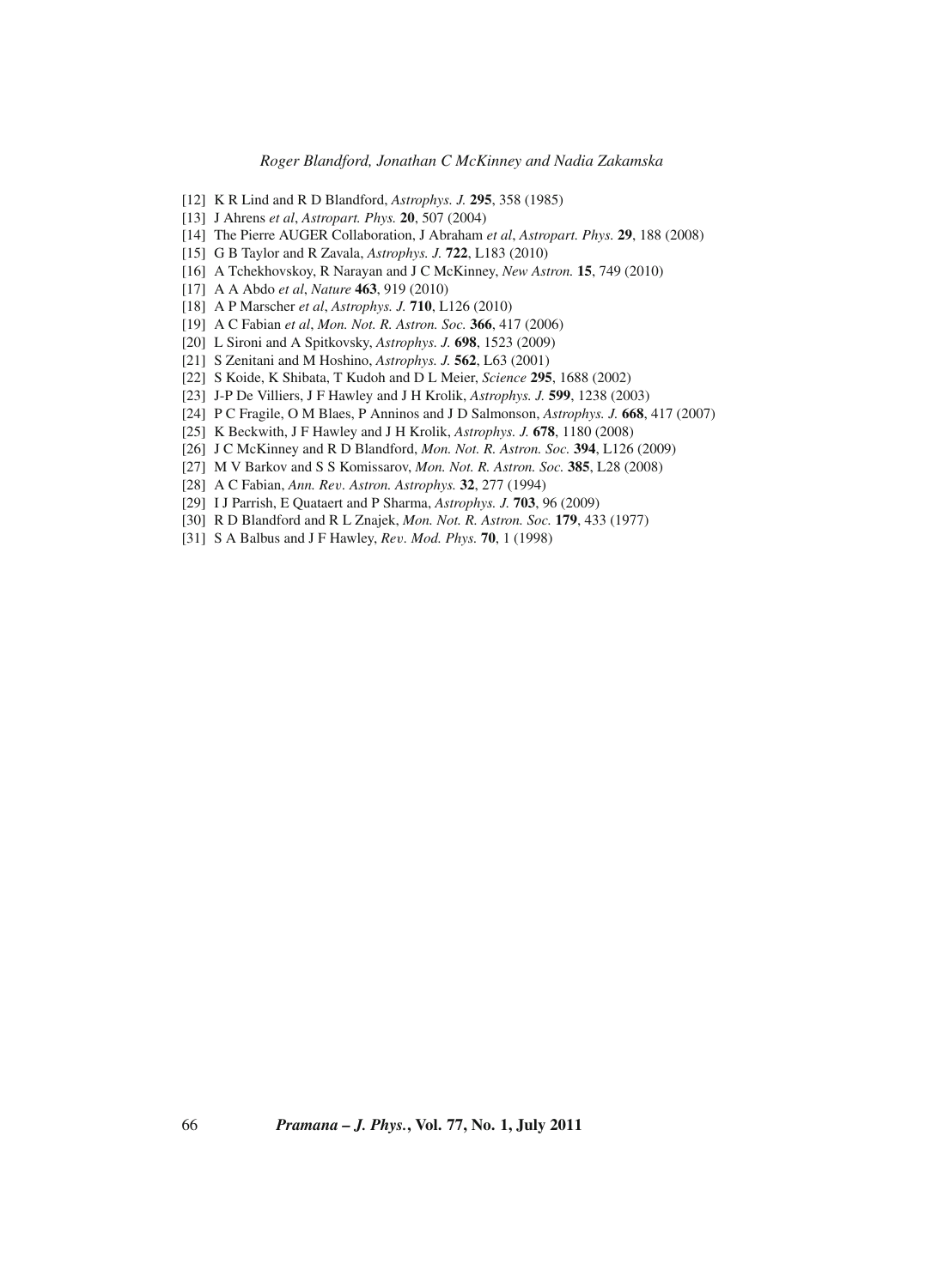[12] K R Lind and R D Blandford, *Astrophys. J.* **295**, 358 (1985)
[13] J Ahrens *et al*, *Astropart. Phys.* **20**, 507 (2004)
[14] The Pierre AUGER Collaboration, J Abraham *et al*, *Astropart. Phys.* **29**, 188 (2008)
[15] G B Taylor and R Zavala, *Astrophys. J.* **722**, L183 (2010)
[16] A Tchekhovskoy, R Narayan and J C McKinney, *New Astron.* **15**, 749 (2010)
[17] A A Abdo *et al*, *Nature* **463**, 919 (2010)
[18] A P Marscher *et al*, *Astrophys. J.* **710**, L126 (2010)
[19] A C Fabian *et al*, *Mon. Not. R. Astron. Soc.* **366**, 417 (2006)
[20] L Sironi and A Spitkovsky, *Astrophys. J.* **698**, 1523 (2009)
[21] S Zenitani and M Hoshino, *Astrophys. J.* **562**, L63 (2001)
[22] S Koide, K Shibata, T Kudoh and D L Meier, *Science* **295**, 1688 (2002)
[23] J-P De Villiers, J F Hawley and J H Krolik, *Astrophys. J.* **599**, 1238 (2003)
[24] P C Fragile, O M Blaes, P Anninos and J D Salmonson, *Astrophys. J.* **668**, 417 (2007)
[25] K Beckwith, J F Hawley and J H Krolik, *Astrophys. J.* **678**, 1180 (2008)
[26] J C McKinney and R D Blandford, *Mon. Not. R. Astron. Soc.* **394**, L126 (2009)
[27] M V Barkov and S S Komissarov, *Mon. Not. R. Astron. Soc.* **385**, L28 (2008)
[28] A C Fabian, *Ann. Rev. Astron. Astrophys.* **32**, 277 (1994)
[29] I J Parrish, E Quataert and P Sharma, *Astrophys. J.* **703**, 96 (2009)
[30] R D Blandford and R L Znajek, *Mon. Not. R. Astron. Soc.* **179**, 433 (1977)
[31] S A Balbus and J F Hawley, *Rev. Mod. Phys.* **70**, 1 (1998)